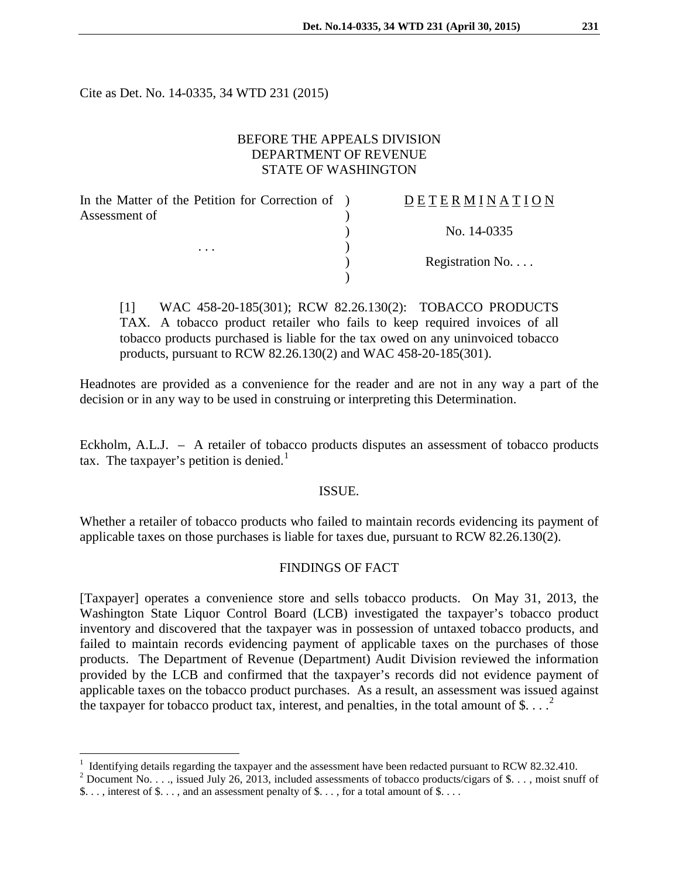Cite as Det. No. 14-0335, 34 WTD 231 (2015)

BEFORE THE APPEALS DIVISION
DEPARTMENT OF REVENUE
STATE OF WASHINGTON

| | | |
|---|---|---|
| In the Matter of the Petition for Correction of Assessment of | ) | DETERMINATION |
| | ) | |
| | ) | No. 14-0335 |
| . . . | ) | |
| | ) | Registration No. . . . |
| | ) | |

[1] WAC 458-20-185(301); RCW 82.26.130(2): TOBACCO PRODUCTS TAX. A tobacco product retailer who fails to keep required invoices of all tobacco products purchased is liable for the tax owed on any uninvoiced tobacco products, pursuant to RCW 82.26.130(2) and WAC 458-20-185(301).

Headnotes are provided as a convenience for the reader and are not in any way a part of the decision or in any way to be used in construing or interpreting this Determination.

Eckholm, A.L.J. – A retailer of tobacco products disputes an assessment of tobacco products tax. The taxpayer's petition is denied.[1]

## ISSUE.

Whether a retailer of tobacco products who failed to maintain records evidencing its payment of applicable taxes on those purchases is liable for taxes due, pursuant to RCW 82.26.130(2).

## FINDINGS OF FACT

[Taxpayer] operates a convenience store and sells tobacco products. On May 31, 2013, the Washington State Liquor Control Board (LCB) investigated the taxpayer's tobacco product inventory and discovered that the taxpayer was in possession of untaxed tobacco products, and failed to maintain records evidencing payment of applicable taxes on the purchases of those products. The Department of Revenue (Department) Audit Division reviewed the information provided by the LCB and confirmed that the taxpayer's records did not evidence payment of applicable taxes on the tobacco product purchases. As a result, an assessment was issued against the taxpayer for tobacco product tax, interest, and penalties, in the total amount of $. . . .[2]

---

[1] Identifying details regarding the taxpayer and the assessment have been redacted pursuant to RCW 82.32.410.

[2] Document No. . . ., issued July 26, 2013, included assessments of tobacco products/cigars of $. . . , moist snuff of $. . . , interest of $. . . , and an assessment penalty of $. . . , for a total amount of $. . . .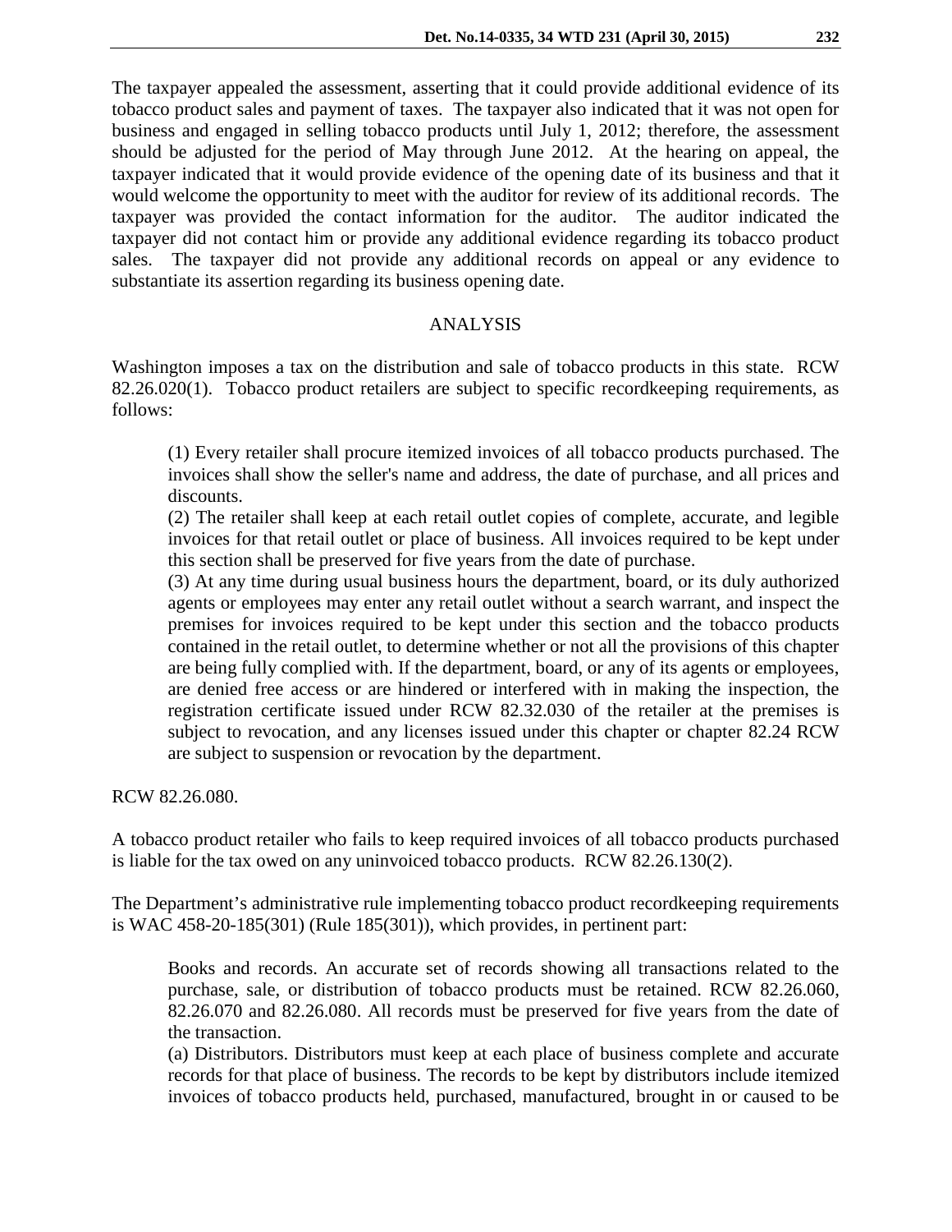The taxpayer appealed the assessment, asserting that it could provide additional evidence of its tobacco product sales and payment of taxes. The taxpayer also indicated that it was not open for business and engaged in selling tobacco products until July 1, 2012; therefore, the assessment should be adjusted for the period of May through June 2012. At the hearing on appeal, the taxpayer indicated that it would provide evidence of the opening date of its business and that it would welcome the opportunity to meet with the auditor for review of its additional records. The taxpayer was provided the contact information for the auditor. The auditor indicated the taxpayer did not contact him or provide any additional evidence regarding its tobacco product sales. The taxpayer did not provide any additional records on appeal or any evidence to substantiate its assertion regarding its business opening date.

## ANALYSIS

Washington imposes a tax on the distribution and sale of tobacco products in this state. RCW 82.26.020(1). Tobacco product retailers are subject to specific recordkeeping requirements, as follows:

> (1) Every retailer shall procure itemized invoices of all tobacco products purchased. The invoices shall show the seller's name and address, the date of purchase, and all prices and discounts.
> (2) The retailer shall keep at each retail outlet copies of complete, accurate, and legible invoices for that retail outlet or place of business. All invoices required to be kept under this section shall be preserved for five years from the date of purchase.
> (3) At any time during usual business hours the department, board, or its duly authorized agents or employees may enter any retail outlet without a search warrant, and inspect the premises for invoices required to be kept under this section and the tobacco products contained in the retail outlet, to determine whether or not all the provisions of this chapter are being fully complied with. If the department, board, or any of its agents or employees, are denied free access or are hindered or interfered with in making the inspection, the registration certificate issued under RCW 82.32.030 of the retailer at the premises is subject to revocation, and any licenses issued under this chapter or chapter 82.24 RCW are subject to suspension or revocation by the department.

RCW 82.26.080.

A tobacco product retailer who fails to keep required invoices of all tobacco products purchased is liable for the tax owed on any uninvoiced tobacco products. RCW 82.26.130(2).

The Department's administrative rule implementing tobacco product recordkeeping requirements is WAC 458-20-185(301) (Rule 185(301)), which provides, in pertinent part:

> Books and records. An accurate set of records showing all transactions related to the purchase, sale, or distribution of tobacco products must be retained. RCW 82.26.060, 82.26.070 and 82.26.080. All records must be preserved for five years from the date of the transaction.
> (a) Distributors. Distributors must keep at each place of business complete and accurate records for that place of business. The records to be kept by distributors include itemized invoices of tobacco products held, purchased, manufactured, brought in or caused to be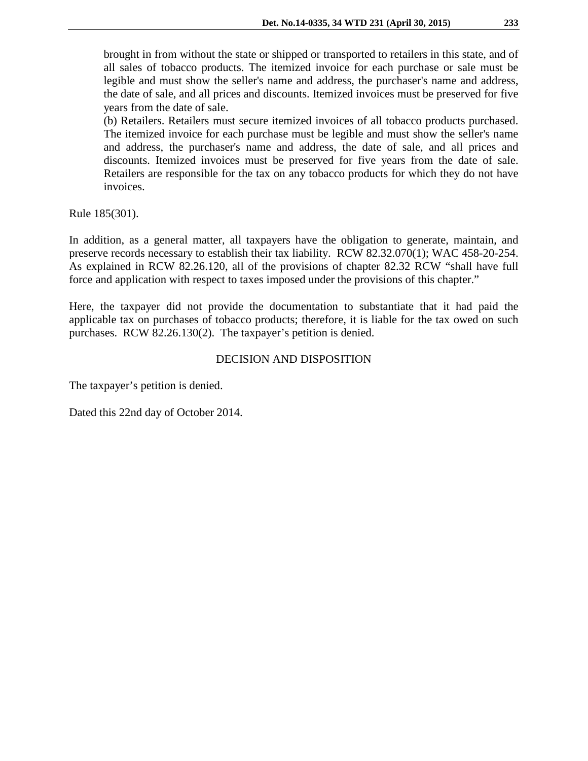> brought in from without the state or shipped or transported to retailers in this state, and of all sales of tobacco products. The itemized invoice for each purchase or sale must be legible and must show the seller's name and address, the purchaser's name and address, the date of sale, and all prices and discounts. Itemized invoices must be preserved for five years from the date of sale.
>
> (b) Retailers. Retailers must secure itemized invoices of all tobacco products purchased. The itemized invoice for each purchase must be legible and must show the seller's name and address, the purchaser's name and address, the date of sale, and all prices and discounts. Itemized invoices must be preserved for five years from the date of sale. Retailers are responsible for the tax on any tobacco products for which they do not have invoices.

Rule 185(301).

In addition, as a general matter, all taxpayers have the obligation to generate, maintain, and preserve records necessary to establish their tax liability. RCW 82.32.070(1); WAC 458-20-254. As explained in RCW 82.26.120, all of the provisions of chapter 82.32 RCW "shall have full force and application with respect to taxes imposed under the provisions of this chapter."

Here, the taxpayer did not provide the documentation to substantiate that it had paid the applicable tax on purchases of tobacco products; therefore, it is liable for the tax owed on such purchases. RCW 82.26.130(2). The taxpayer's petition is denied.

## DECISION AND DISPOSITION

The taxpayer's petition is denied.

Dated this 22nd day of October 2014.